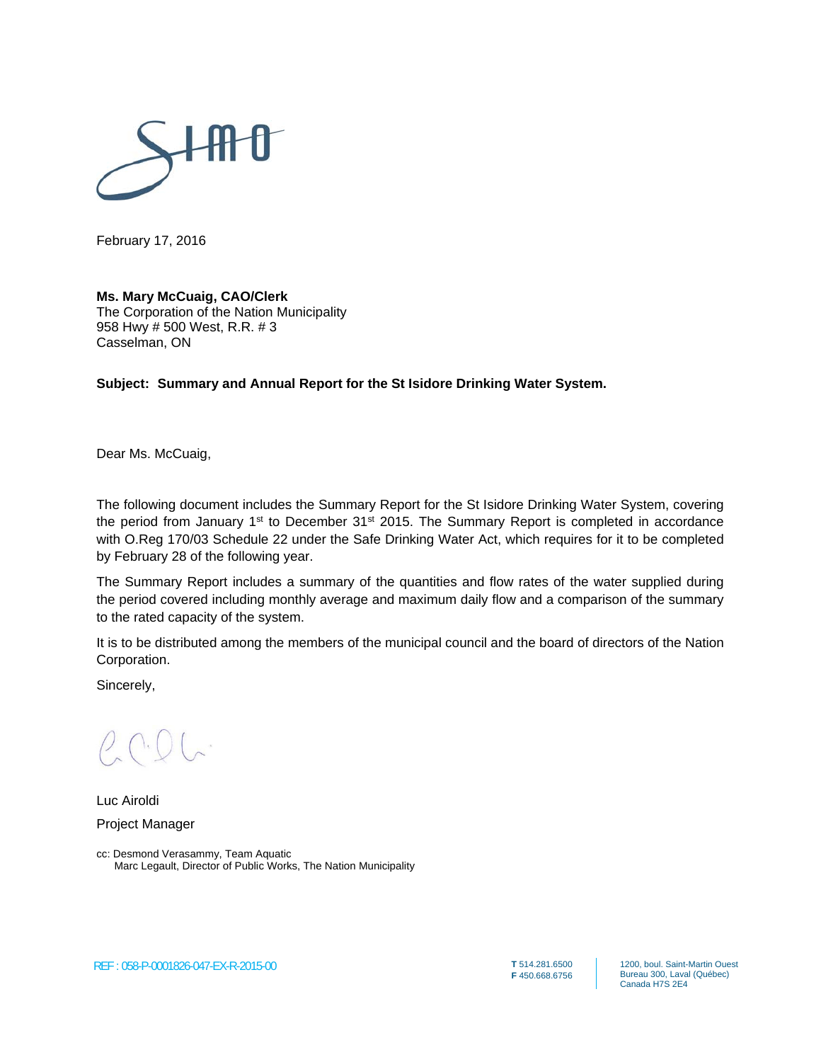SIMO

February 17, 2016

**Ms. Mary McCuaig, CAO/Clerk**
The Corporation of the Nation Municipality
958 Hwy # 500 West, R.R. # 3
Casselman, ON

**Subject: Summary and Annual Report for the St Isidore Drinking Water System.**

Dear Ms. McCuaig,

The following document includes the Summary Report for the St Isidore Drinking Water System, covering the period from January 1st to December 31st 2015. The Summary Report is completed in accordance with O.Reg 170/03 Schedule 22 under the Safe Drinking Water Act, which requires for it to be completed by February 28 of the following year.

The Summary Report includes a summary of the quantities and flow rates of the water supplied during the period covered including monthly average and maximum daily flow and a comparison of the summary to the rated capacity of the system.

It is to be distributed among the members of the municipal council and the board of directors of the Nation Corporation.

Sincerely,

Luc Airoldi

Project Manager

cc: Desmond Verasammy, Team Aquatic
Marc Legault, Director of Public Works, The Nation Municipality

REF : 058-P-0001826-047-EX-R-2015-00

**T** 514.281.6500
**F** 450.668.6756

1200, boul. Saint-Martin Ouest
Bureau 300, Laval (Québec)
Canada H7S 2E4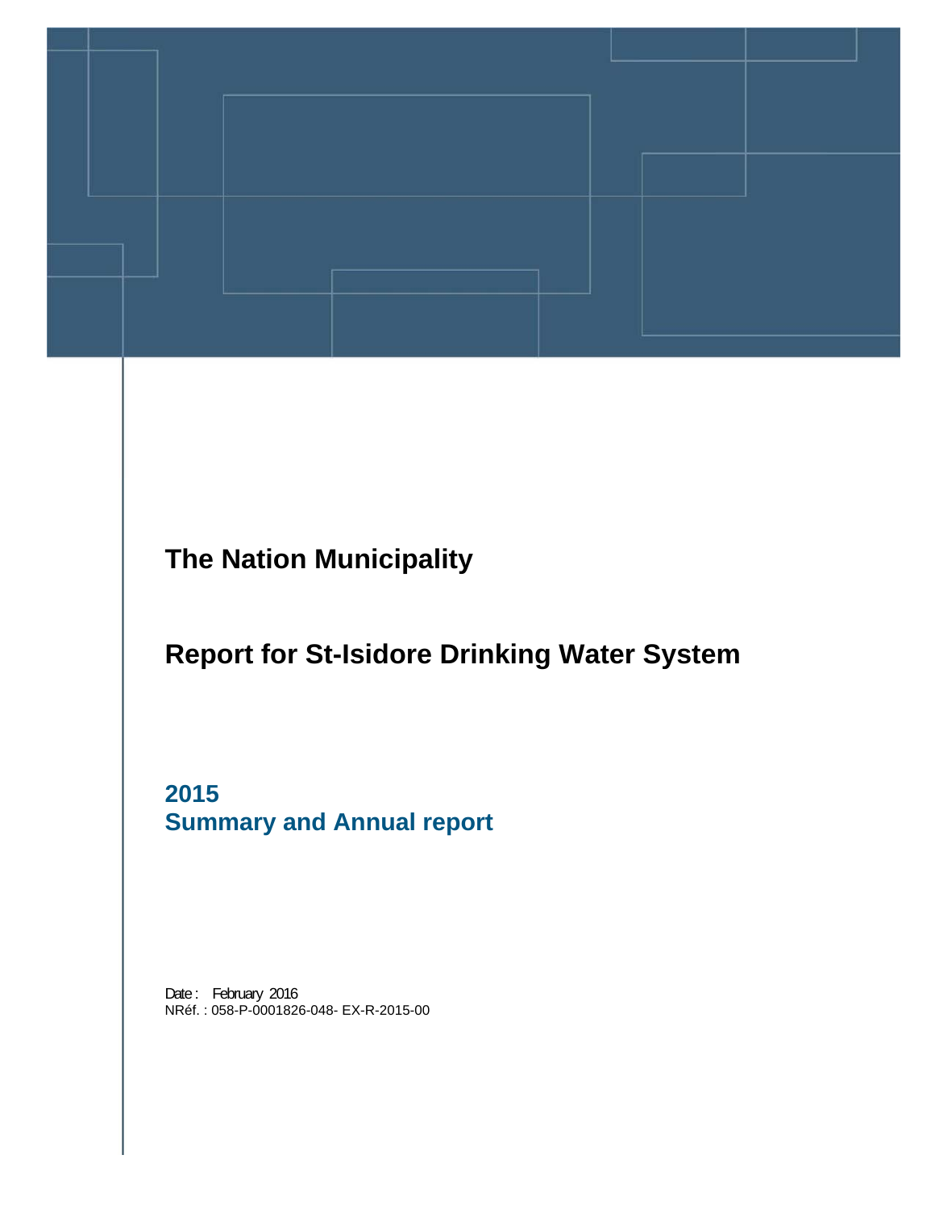# The Nation Municipality

# Report for St-Isidore Drinking Water System

## 2015
## Summary and Annual report

Date : February 2016
NRéf. : 058-P-0001826-048- EX-R-2015-00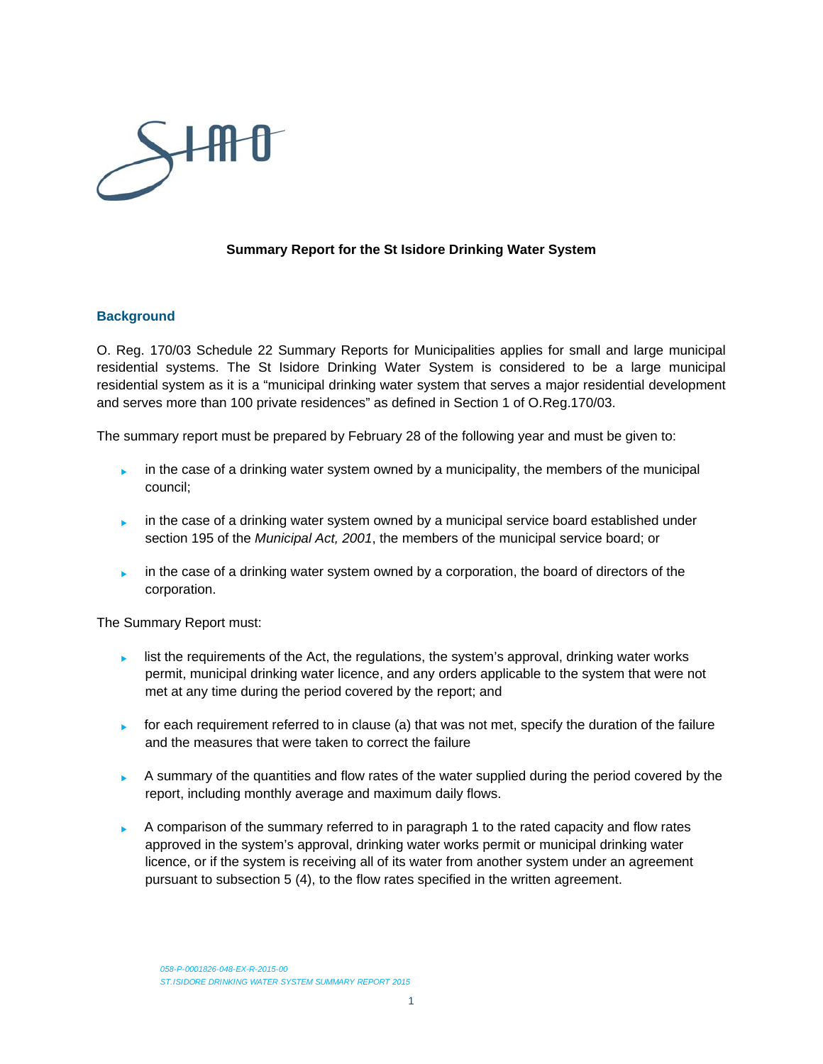**Summary Report for the St Isidore Drinking Water System**

## Background

O. Reg. 170/03 Schedule 22 Summary Reports for Municipalities applies for small and large municipal residential systems. The St Isidore Drinking Water System is considered to be a large municipal residential system as it is a "municipal drinking water system that serves a major residential development and serves more than 100 private residences" as defined in Section 1 of O.Reg.170/03.

The summary report must be prepared by February 28 of the following year and must be given to:

- in the case of a drinking water system owned by a municipality, the members of the municipal council;
- in the case of a drinking water system owned by a municipal service board established under section 195 of the *Municipal Act, 2001*, the members of the municipal service board; or
- in the case of a drinking water system owned by a corporation, the board of directors of the corporation.

The Summary Report must:

- list the requirements of the Act, the regulations, the system's approval, drinking water works permit, municipal drinking water licence, and any orders applicable to the system that were not met at any time during the period covered by the report; and
- for each requirement referred to in clause (a) that was not met, specify the duration of the failure and the measures that were taken to correct the failure
- A summary of the quantities and flow rates of the water supplied during the period covered by the report, including monthly average and maximum daily flows.
- A comparison of the summary referred to in paragraph 1 to the rated capacity and flow rates approved in the system's approval, drinking water works permit or municipal drinking water licence, or if the system is receiving all of its water from another system under an agreement pursuant to subsection 5 (4), to the flow rates specified in the written agreement.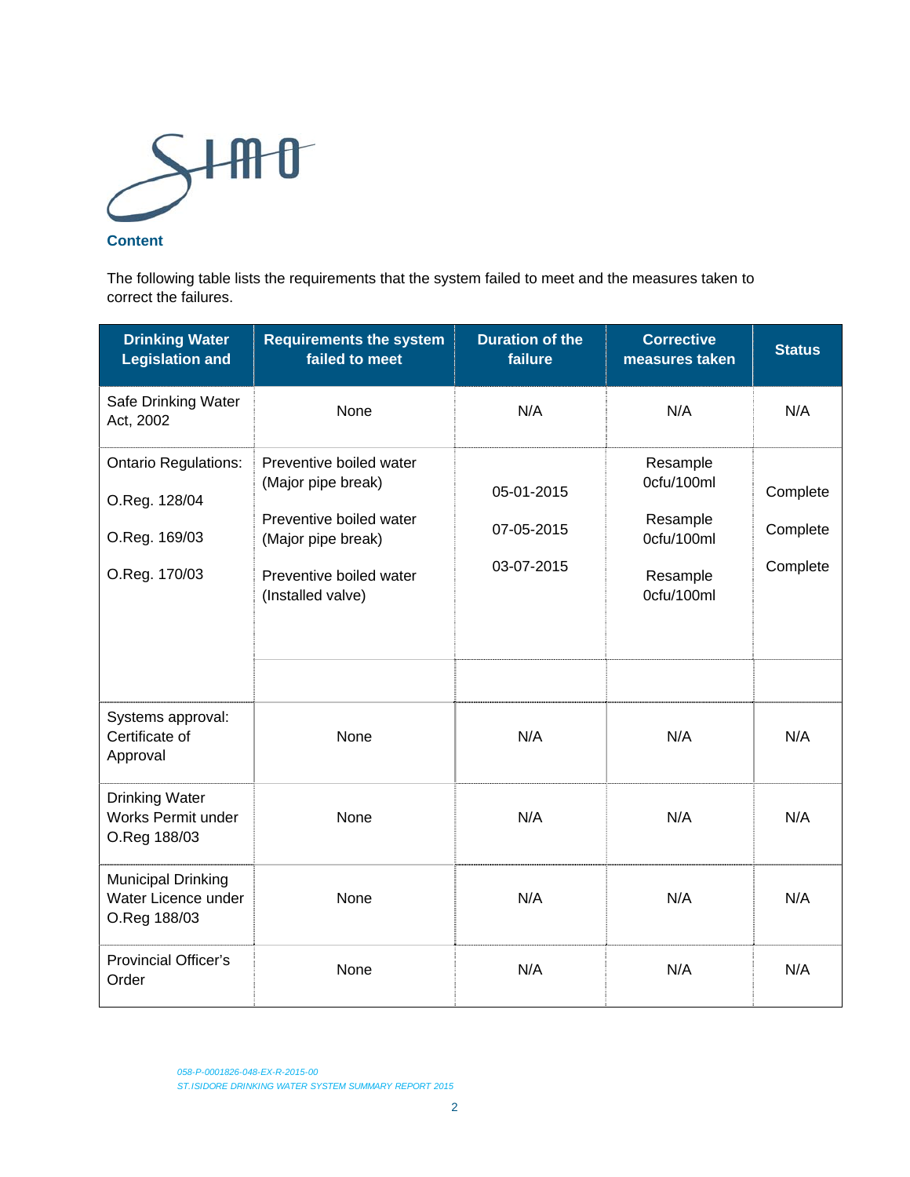## Content

The following table lists the requirements that the system failed to meet and the measures taken to correct the failures.

| Drinking Water Legislation and | Requirements the system failed to meet | Duration of the failure | Corrective measures taken | Status |
|---|---|---|---|---|
| Safe Drinking Water Act, 2002 | None | N/A | N/A | N/A |
| Ontario Regulations:<br><br>O.Reg. 128/04<br><br>O.Reg. 169/03<br><br>O.Reg. 170/03 | Preventive boiled water (Major pipe break)<br><br>Preventive boiled water (Major pipe break)<br><br>Preventive boiled water (Installed valve) | 05-01-2015<br><br>07-05-2015<br><br>03-07-2015 | Resample 0cfu/100ml<br><br>Resample 0cfu/100ml<br><br>Resample 0cfu/100ml | Complete<br><br>Complete<br><br>Complete |
| Systems approval: Certificate of Approval | None | N/A | N/A | N/A |
| Drinking Water Works Permit under O.Reg 188/03 | None | N/A | N/A | N/A |
| Municipal Drinking Water Licence under O.Reg 188/03 | None | N/A | N/A | N/A |
| Provincial Officer's Order | None | N/A | N/A | N/A |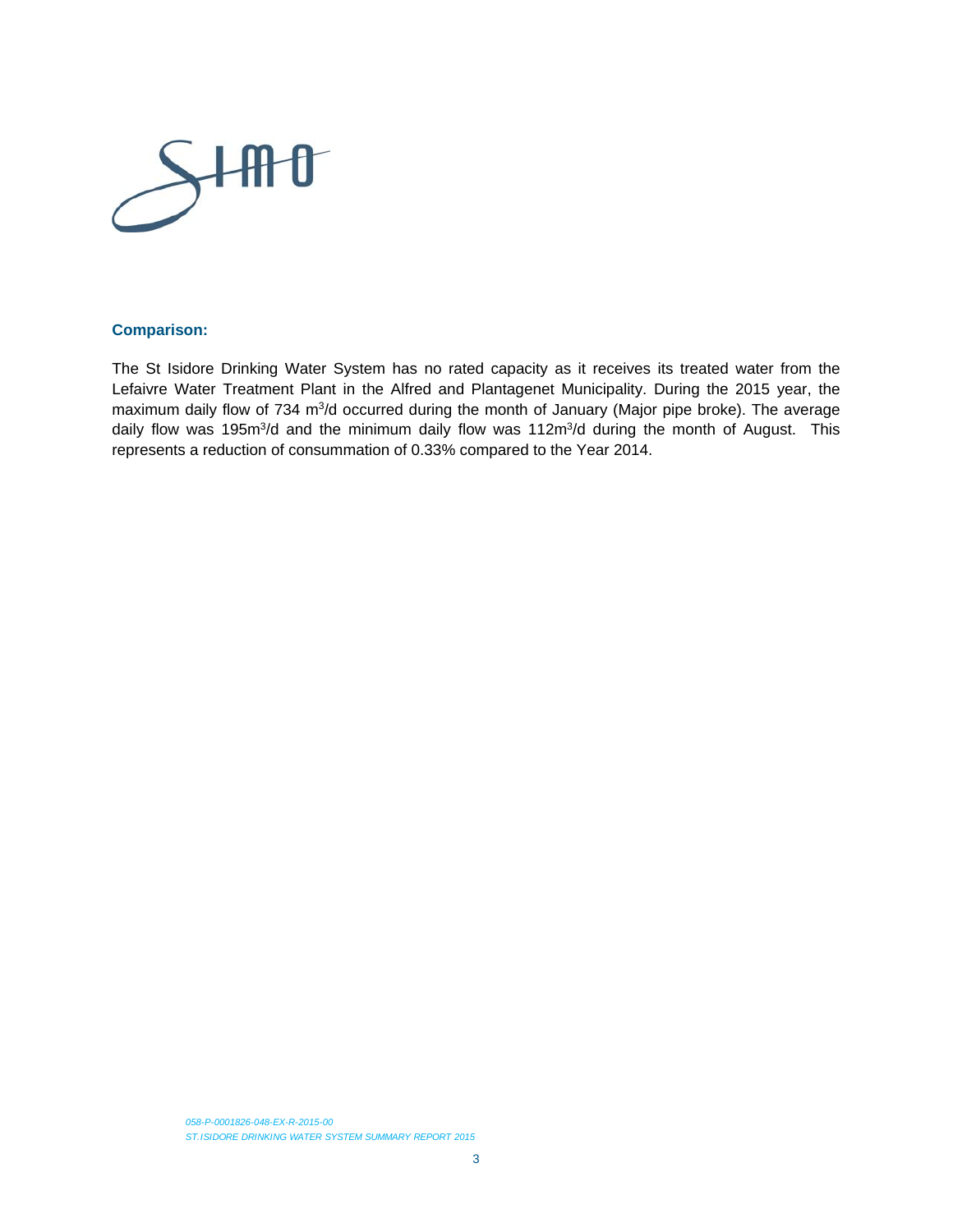**Comparison:**

The St Isidore Drinking Water System has no rated capacity as it receives its treated water from the Lefaivre Water Treatment Plant in the Alfred and Plantagenet Municipality. During the 2015 year, the maximum daily flow of 734 $m^3$/d occurred during the month of January (Major pipe broke). The average daily flow was 195$m^3$/d and the minimum daily flow was 112$m^3$/d during the month of August. This represents a reduction of consummation of 0.33% compared to the Year 2014.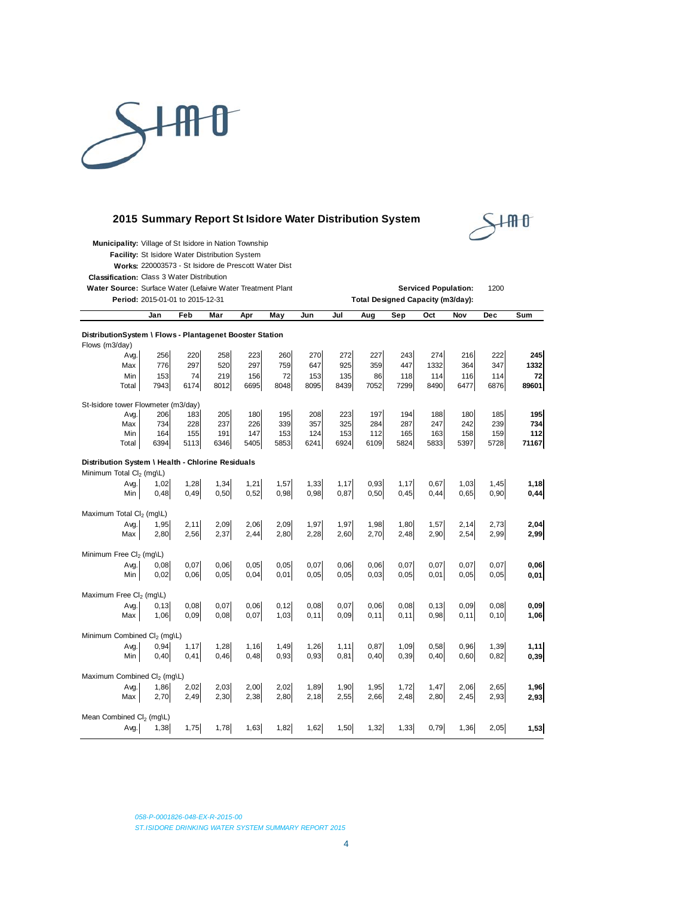## 2015 Summary Report St Isidore Water Distribution System

**Municipality:** Village of St Isidore in Nation Township
**Facility:** St Isidore Water Distribution System
**Works:** 220003573 - St Isidore de Prescott Water Dist
**Classification:** Class 3 Water Distribution
**Water Source:** Surface Water (Lefaivre Water Treatment Plant
**Period:** 2015-01-01 to 2015-12-31

**Serviced Population:** 1200
**Total Designed Capacity (m3/day):**

| | Jan | Feb | Mar | Apr | May | Jun | Jul | Aug | Sep | Oct | Nov | Dec | Sum |
|---|---|---|---|---|---|---|---|---|---|---|---|---|---|
| **DistributionSystem \ Flows - Plantagenet Booster Station** | | | | | | | | | | | | | |
| Flows (m3/day) | | | | | | | | | | | | | |
| Avg. | 256 | 220 | 258 | 223 | 260 | 270 | 272 | 227 | 243 | 274 | 216 | 222 | **245** |
| Max | 776 | 297 | 520 | 297 | 759 | 647 | 925 | 359 | 447 | 1332 | 364 | 347 | **1332** |
| Min | 153 | 74 | 219 | 156 | 72 | 153 | 135 | 86 | 118 | 114 | 116 | 114 | **72** |
| Total | 7943 | 6174 | 8012 | 6695 | 8048 | 8095 | 8439 | 7052 | 7299 | 8490 | 6477 | 6876 | **89601** |
| St-Isidore tower Flowmeter (m3/day) | | | | | | | | | | | | | |
| Avg. | 206 | 183 | 205 | 180 | 195 | 208 | 223 | 197 | 194 | 188 | 180 | 185 | **195** |
| Max | 734 | 228 | 237 | 226 | 339 | 357 | 325 | 284 | 287 | 247 | 242 | 239 | **734** |
| Min | 164 | 155 | 191 | 147 | 153 | 124 | 153 | 112 | 165 | 163 | 158 | 159 | **112** |
| Total | 6394 | 5113 | 6346 | 5405 | 5853 | 6241 | 6924 | 6109 | 5824 | 5833 | 5397 | 5728 | **71167** |
| **Distribution System \ Health - Chlorine Residuals** | | | | | | | | | | | | | |
| Minimum Total $Cl_2$ (mg\L) | | | | | | | | | | | | | |
| Avg. | 1,02 | 1,28 | 1,34 | 1,21 | 1,57 | 1,33 | 1,17 | 0,93 | 1,17 | 0,67 | 1,03 | 1,45 | **1,18** |
| Min | 0,48 | 0,49 | 0,50 | 0,52 | 0,98 | 0,98 | 0,87 | 0,50 | 0,45 | 0,44 | 0,65 | 0,90 | **0,44** |
| Maximum Total $Cl_2$ (mg\L) | | | | | | | | | | | | | |
| Avg. | 1,95 | 2,11 | 2,09 | 2,06 | 2,09 | 1,97 | 1,97 | 1,98 | 1,80 | 1,57 | 2,14 | 2,73 | **2,04** |
| Max | 2,80 | 2,56 | 2,37 | 2,44 | 2,80 | 2,28 | 2,60 | 2,70 | 2,48 | 2,90 | 2,54 | 2,99 | **2,99** |
| Minimum Free $Cl_2$ (mg\L) | | | | | | | | | | | | | |
| Avg. | 0,08 | 0,07 | 0,06 | 0,05 | 0,05 | 0,07 | 0,06 | 0,06 | 0,07 | 0,07 | 0,07 | 0,07 | **0,06** |
| Min | 0,02 | 0,06 | 0,05 | 0,04 | 0,01 | 0,05 | 0,05 | 0,03 | 0,05 | 0,01 | 0,05 | 0,05 | **0,01** |
| Maximum Free $Cl_2$ (mg\L) | | | | | | | | | | | | | |
| Avg. | 0,13 | 0,08 | 0,07 | 0,06 | 0,12 | 0,08 | 0,07 | 0,06 | 0,08 | 0,13 | 0,09 | 0,08 | **0,09** |
| Max | 1,06 | 0,09 | 0,08 | 0,07 | 1,03 | 0,11 | 0,09 | 0,11 | 0,11 | 0,98 | 0,11 | 0,10 | **1,06** |
| Minimum Combined $Cl_2$ (mg\L) | | | | | | | | | | | | | |
| Avg. | 0,94 | 1,17 | 1,28 | 1,16 | 1,49 | 1,26 | 1,11 | 0,87 | 1,09 | 0,58 | 0,96 | 1,39 | **1,11** |
| Min | 0,40 | 0,41 | 0,46 | 0,48 | 0,93 | 0,93 | 0,81 | 0,40 | 0,39 | 0,40 | 0,60 | 0,82 | **0,39** |
| Maximum Combined $Cl_2$ (mg\L) | | | | | | | | | | | | | |
| Avg. | 1,86 | 2,02 | 2,03 | 2,00 | 2,02 | 1,89 | 1,90 | 1,95 | 1,72 | 1,47 | 2,06 | 2,65 | **1,96** |
| Max | 2,70 | 2,49 | 2,30 | 2,38 | 2,80 | 2,18 | 2,55 | 2,66 | 2,48 | 2,80 | 2,45 | 2,93 | **2,93** |
| Mean Combined $Cl_2$ (mg\L) | | | | | | | | | | | | | |
| Avg. | 1,38 | 1,75 | 1,78 | 1,63 | 1,82 | 1,62 | 1,50 | 1,32 | 1,33 | 0,79 | 1,36 | 2,05 | **1,53** |

*058-P-0001826-048-EX-R-2015-00*
*ST.ISIDORE DRINKING WATER SYSTEM SUMMARY REPORT 2015*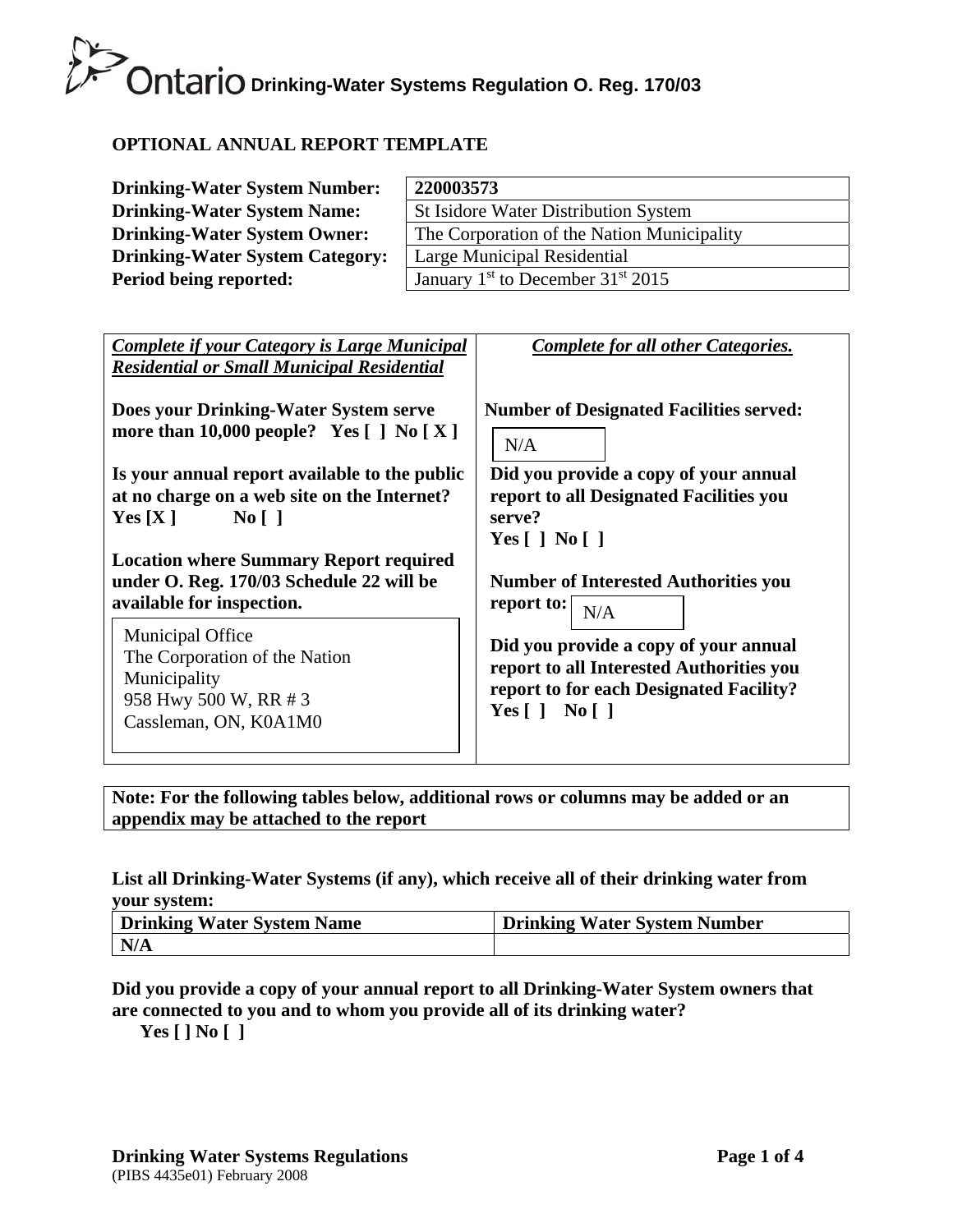**Ontario** Drinking-Water Systems Regulation O. Reg. 170/03

## OPTIONAL ANNUAL REPORT TEMPLATE

| | |
|---|---|
| **Drinking-Water System Number:** | **220003573** |
| **Drinking-Water System Name:** | St Isidore Water Distribution System |
| **Drinking-Water System Owner:** | The Corporation of the Nation Municipality |
| **Drinking-Water System Category:** | Large Municipal Residential |
| **Period being reported:** | January 1st to December 31st 2015 |

***Complete if your Category is Large Municipal Residential or Small Municipal Residential***

**Does your Drinking-Water System serve more than 10,000 people? Yes [ ] No [ X ]**

**Is your annual report available to the public at no charge on a web site on the Internet?**
**Yes [X ] No [ ]**

**Location where Summary Report required under O. Reg. 170/03 Schedule 22 will be available for inspection.**

Municipal Office
The Corporation of the Nation Municipality
958 Hwy 500 W, RR # 3
Cassleman, ON, K0A1M0

***Complete for all other Categories.***

**Number of Designated Facilities served:** N/A

**Did you provide a copy of your annual report to all Designated Facilities you serve?**
**Yes [ ] No [ ]**

**Number of Interested Authorities you report to:** N/A

**Did you provide a copy of your annual report to all Interested Authorities you report to for each Designated Facility?**
**Yes [ ] No [ ]**

**Note: For the following tables below, additional rows or columns may be added or an appendix may be attached to the report**

**List all Drinking-Water Systems (if any), which receive all of their drinking water from your system:**

| Drinking Water System Name | Drinking Water System Number |
|---|---|
| **N/A** | |

**Did you provide a copy of your annual report to all Drinking-Water System owners that are connected to you and to whom you provide all of its drinking water?**
**Yes [ ] No [ ]**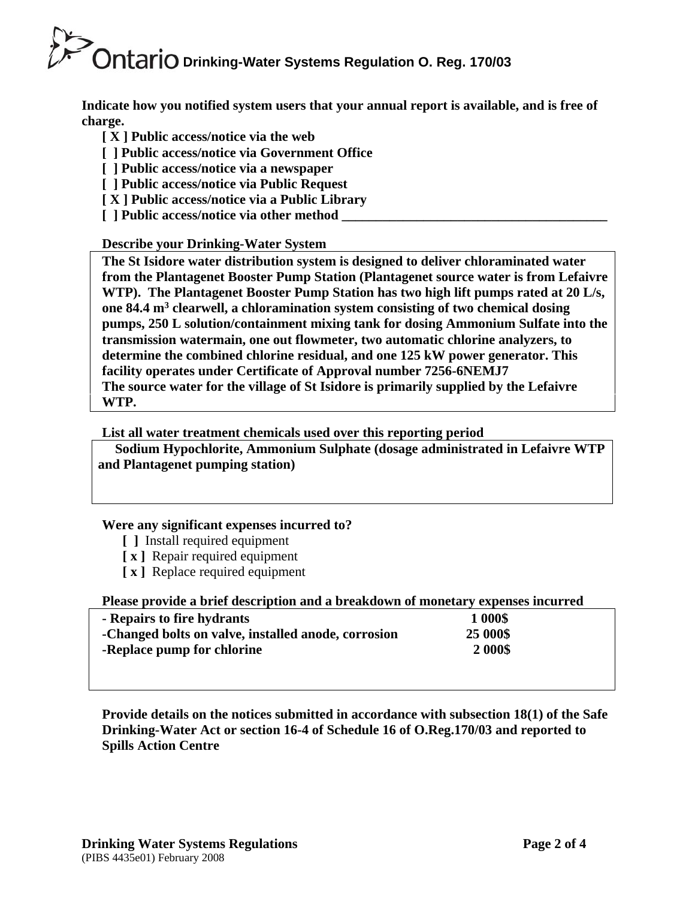**Indicate how you notified system users that your annual report is available, and is free of charge.**

**[ X ] Public access/notice via the web**
**[ ] Public access/notice via Government Office**
**[ ] Public access/notice via a newspaper**
**[ ] Public access/notice via Public Request**
**[ X ] Public access/notice via a Public Library**
**[ ] Public access/notice via other method ________________________________________**

**Describe your Drinking-Water System**

**The St Isidore water distribution system is designed to deliver chloraminated water from the Plantagenet Booster Pump Station (Plantagenet source water is from Lefaivre WTP). The Plantagenet Booster Pump Station has two high lift pumps rated at 20 L/s, one 84.4 m$^3$ clearwell, a chloramination system consisting of two chemical dosing pumps, 250 L solution/containment mixing tank for dosing Ammonium Sulfate into the transmission watermain, one out flowmeter, two automatic chlorine analyzers, to determine the combined chlorine residual, and one 125 kW power generator. This facility operates under Certificate of Approval number 7256-6NEMJ7**
**The source water for the village of St Isidore is primarily supplied by the Lefaivre WTP.**

**List all water treatment chemicals used over this reporting period**

**Sodium Hypochlorite, Ammonium Sulphate (dosage administrated in Lefaivre WTP and Plantagenet pumping station)**

**Were any significant expenses incurred to?**

**[ ]** Install required equipment
**[ x ]** Repair required equipment
**[ x ]** Replace required equipment

**Please provide a brief description and a breakdown of monetary expenses incurred**

| | |
|---|---|
| **- Repairs to fire hydrants** | **1 000$** |
| **-Changed bolts on valve, installed anode, corrosion** | **25 000$** |
| **-Replace pump for chlorine** | **2 000$** |

**Provide details on the notices submitted in accordance with subsection 18(1) of the Safe Drinking-Water Act or section 16-4 of Schedule 16 of O.Reg.170/03 and reported to Spills Action Centre**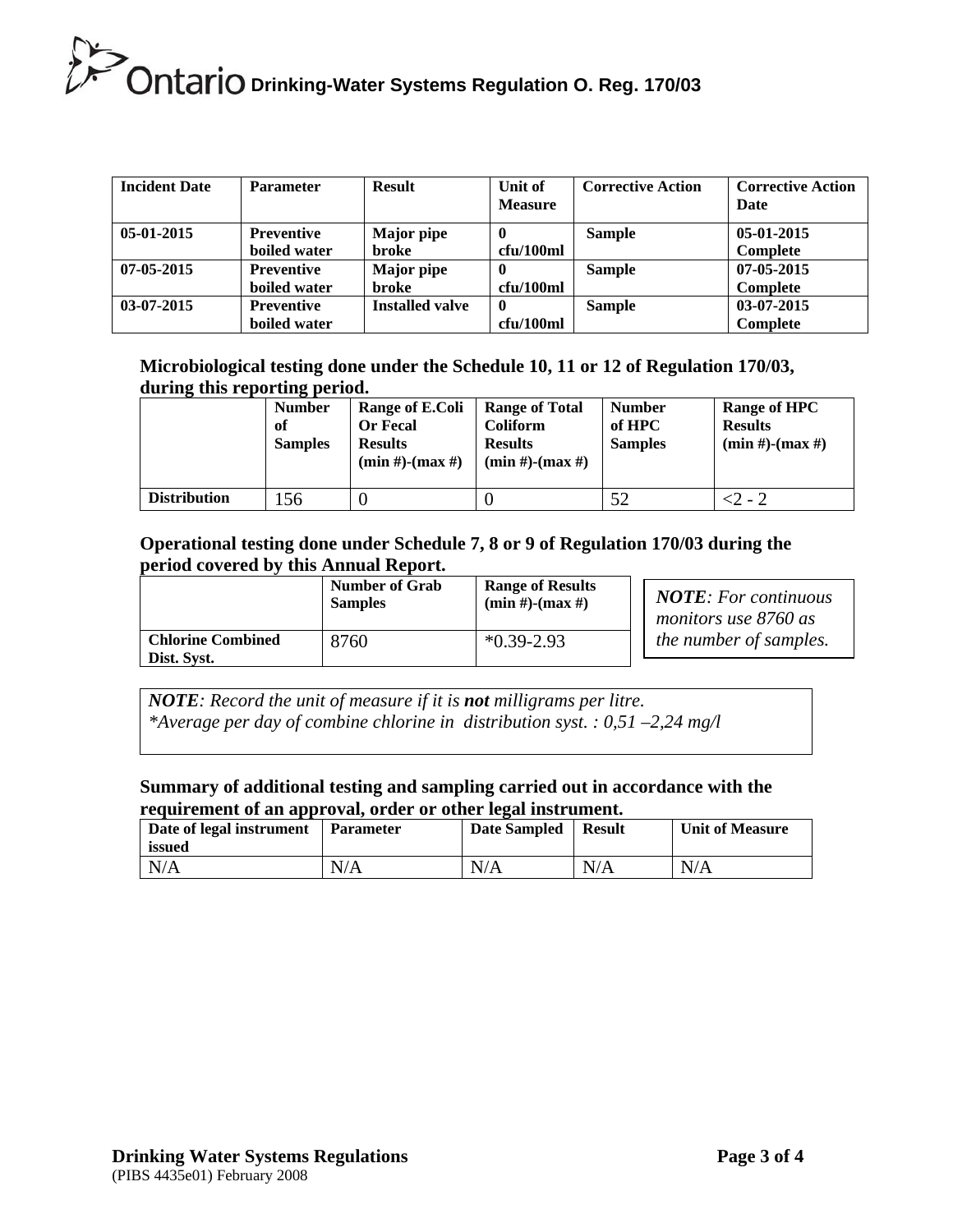| Incident Date | Parameter | Result | Unit of Measure | Corrective Action | Corrective Action Date |
|---|---|---|---|---|---|
| **05-01-2015** | **Preventive boiled water** | **Major pipe broke** | **0 cfu/100ml** | **Sample** | **05-01-2015 Complete** |
| **07-05-2015** | **Preventive boiled water** | **Major pipe broke** | **0 cfu/100ml** | **Sample** | **07-05-2015 Complete** |
| **03-07-2015** | **Preventive boiled water** | **Installed valve** | **0 cfu/100ml** | **Sample** | **03-07-2015 Complete** |

**Microbiological testing done under the Schedule 10, 11 or 12 of Regulation 170/03, during this reporting period.**

| | Number of Samples | Range of E.Coli Or Fecal Results (min #)-(max #) | Range of Total Coliform Results (min #)-(max #) | Number of HPC Samples | Range of HPC Results (min #)-(max #) |
|---|---|---|---|---|---|
| **Distribution** | 156 | 0 | 0 | 52 | <2 - 2 |

**Operational testing done under Schedule 7, 8 or 9 of Regulation 170/03 during the period covered by this Annual Report.**

| | Number of Grab Samples | Range of Results (min #)-(max #) |
|---|---|---|
| **Chlorine Combined Dist. Syst.** | 8760 | *0.39-2.93 |

***NOTE**: For continuous monitors use 8760 as the number of samples.*

***NOTE**: Record the unit of measure if it is **not** milligrams per litre.*
**Average per day of combine chlorine in distribution syst. : 0,51 –2,24 mg/l*

**Summary of additional testing and sampling carried out in accordance with the requirement of an approval, order or other legal instrument.**

| Date of legal instrument issued | Parameter | Date Sampled | Result | Unit of Measure |
|---|---|---|---|---|
| N/A | N/A | N/A | N/A | N/A |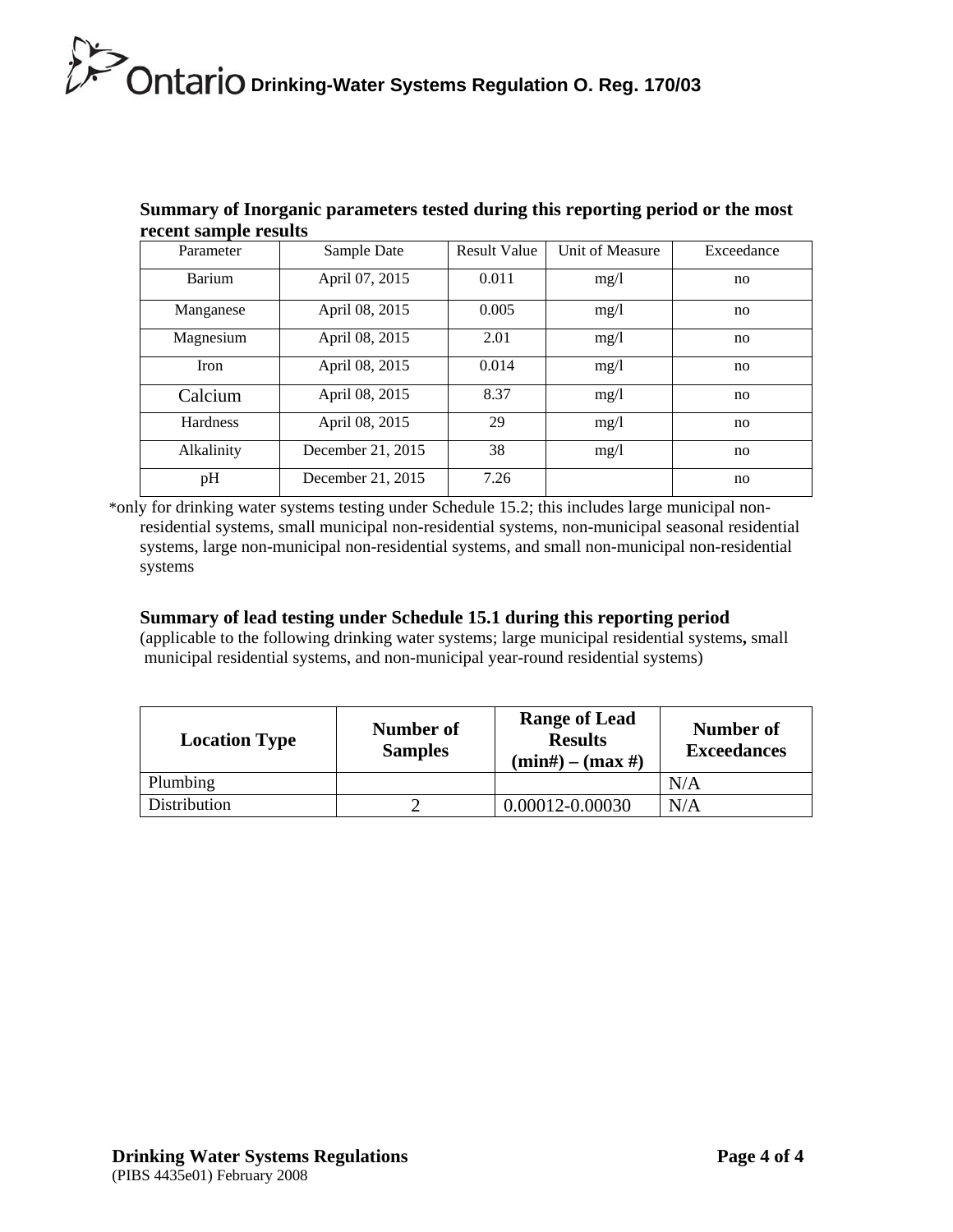**Summary of Inorganic parameters tested during this reporting period or the most recent sample results**

| Parameter | Sample Date | Result Value | Unit of Measure | Exceedance |
|---|---|---|---|---|
| Barium | April 07, 2015 | 0.011 | mg/l | no |
| Manganese | April 08, 2015 | 0.005 | mg/l | no |
| Magnesium | April 08, 2015 | 2.01 | mg/l | no |
| Iron | April 08, 2015 | 0.014 | mg/l | no |
| Calcium | April 08, 2015 | 8.37 | mg/l | no |
| Hardness | April 08, 2015 | 29 | mg/l | no |
| Alkalinity | December 21, 2015 | 38 | mg/l | no |
| pH | December 21, 2015 | 7.26 | | no |

*only for drinking water systems testing under Schedule 15.2; this includes large municipal non-residential systems, small municipal non-residential systems, non-municipal seasonal residential systems, large non-municipal non-residential systems, and small non-municipal non-residential systems

**Summary of lead testing under Schedule 15.1 during this reporting period**

(applicable to the following drinking water systems; large municipal residential systems**,** small municipal residential systems, and non-municipal year-round residential systems)

| Location Type | Number of Samples | Range of Lead Results (min#) – (max #) | Number of Exceedances |
|---|---|---|---|
| Plumbing | | | N/A |
| Distribution | 2 | 0.00012-0.00030 | N/A |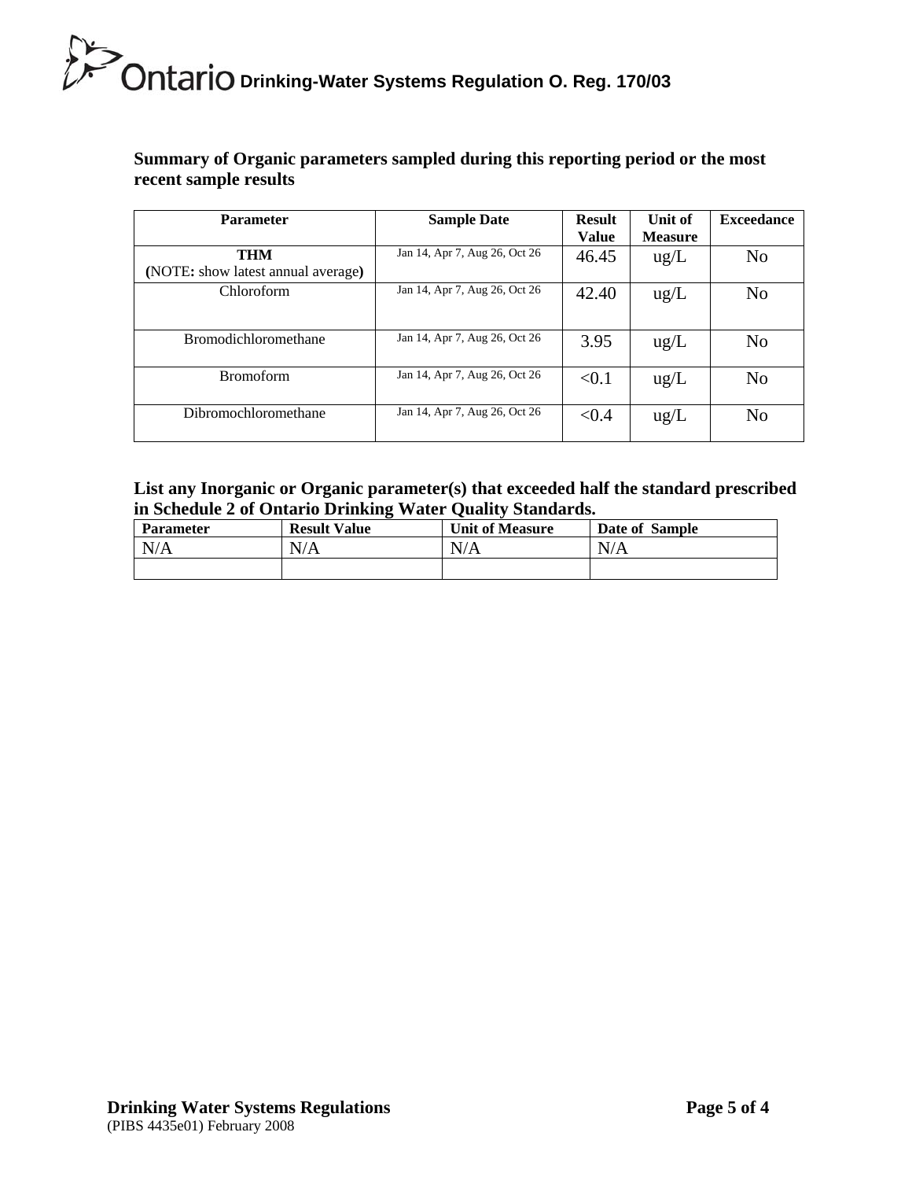**Summary of Organic parameters sampled during this reporting period or the most recent sample results**

| Parameter | Sample Date | Result Value | Unit of Measure | Exceedance |
|---|---|---|---|---|
| **THM** (NOTE: show latest annual average) | Jan 14, Apr 7, Aug 26, Oct 26 | 46.45 | ug/L | No |
| Chloroform | Jan 14, Apr 7, Aug 26, Oct 26 | 42.40 | ug/L | No |
| Bromodichloromethane | Jan 14, Apr 7, Aug 26, Oct 26 | 3.95 | ug/L | No |
| Bromoform | Jan 14, Apr 7, Aug 26, Oct 26 | <0.1 | ug/L | No |
| Dibromochloromethane | Jan 14, Apr 7, Aug 26, Oct 26 | <0.4 | ug/L | No |

**List any Inorganic or Organic parameter(s) that exceeded half the standard prescribed in Schedule 2 of Ontario Drinking Water Quality Standards.**

| Parameter | Result Value | Unit of Measure | Date of Sample |
|---|---|---|---|
| N/A | N/A | N/A | N/A |
| | | | |